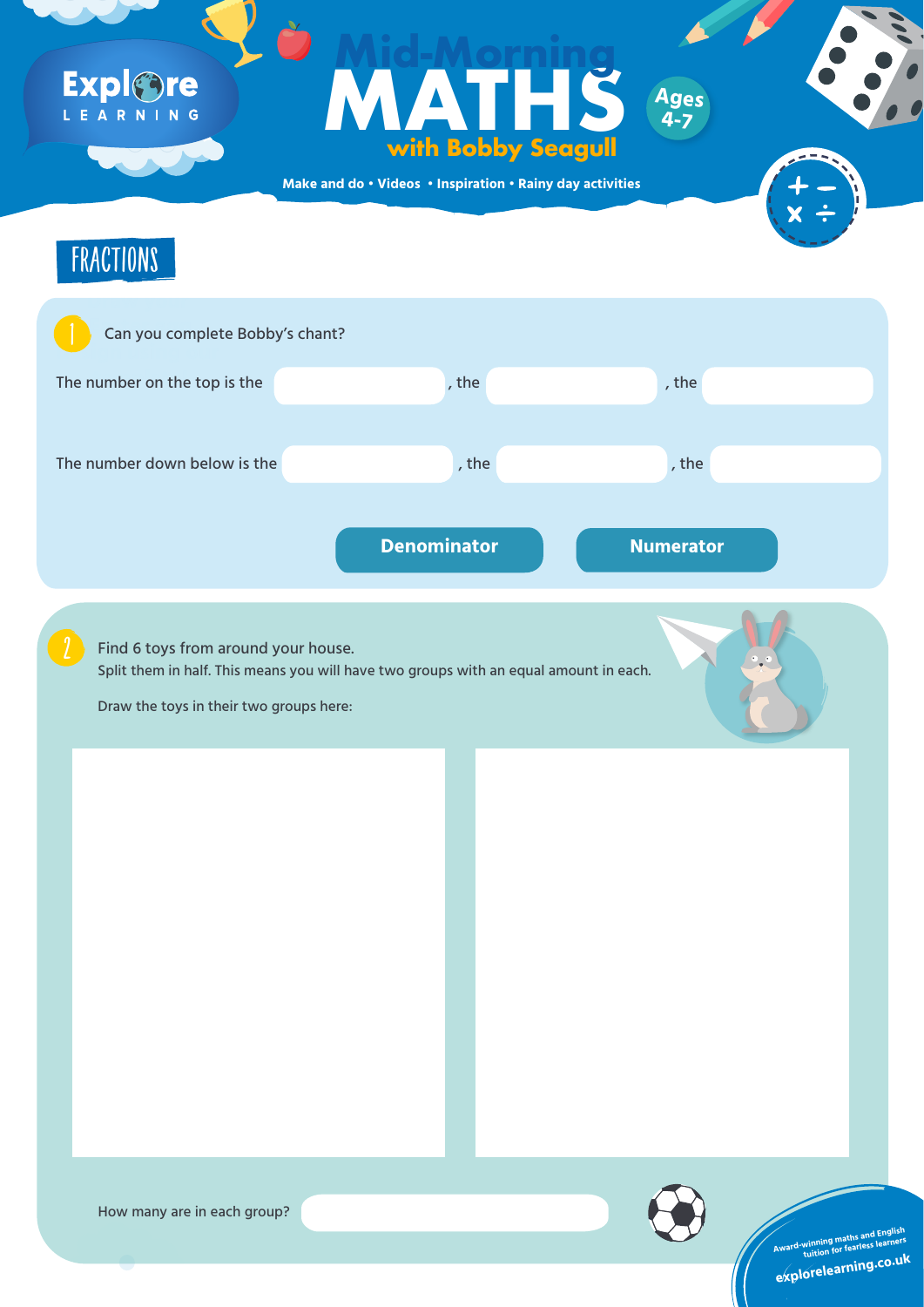Explore LEARNING

# Mid-Morning MATHS with Bobby Seagull

Ages 4-7

Make and do • Videos • Inspiration • Rainy day activities

## FRACTIONS

1. Can you complete Bobby's chant?

The number on the top is the ________, the ________, the ________

The number down below is the ________, the ________, the ________

**Denominator** **Numerator**

2. Find 6 toys from around your house.
Split them in half. This means you will have two groups with an equal amount in each.

Draw the toys in their two groups here:

How many are in each group? ________

Award-winning maths and English tuition for fearless learners
explorelearning.co.uk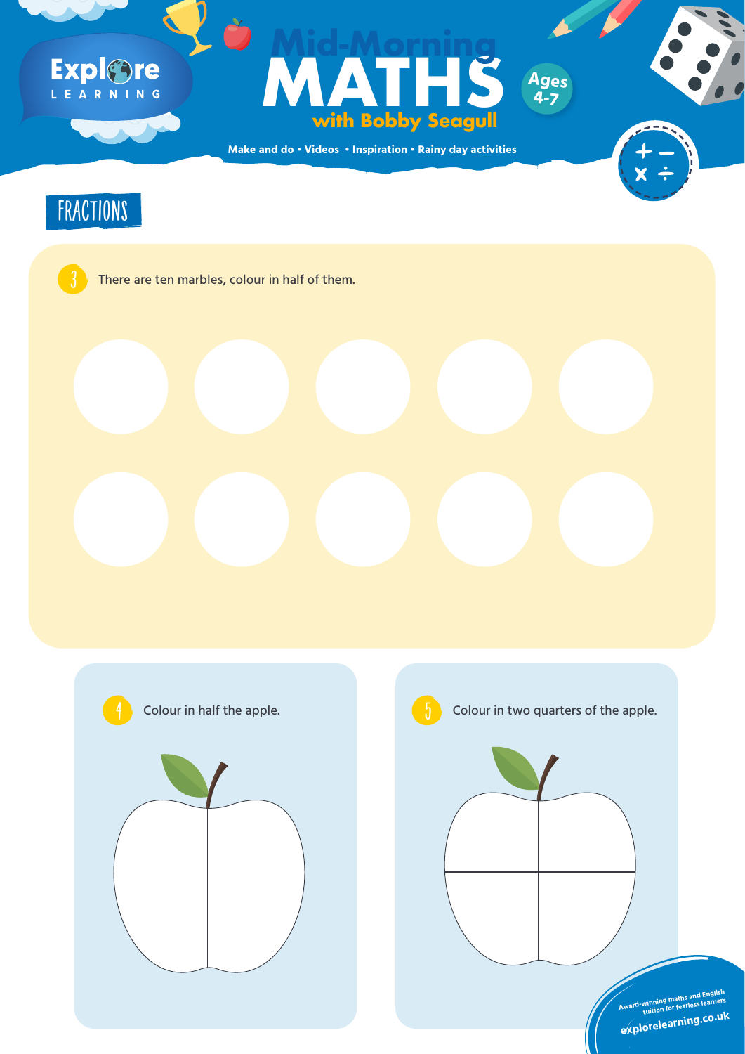Explore LEARNING

# Mid-Morning MATHS with Bobby Seagull

Ages 4-7

Make and do • Videos • Inspiration • Rainy day activities

## FRACTIONS

3 There are ten marbles, colour in half of them.

4 Colour in half the apple.

5 Colour in two quarters of the apple.

Award-winning maths and English tuition for fearless learners

explorelearning.co.uk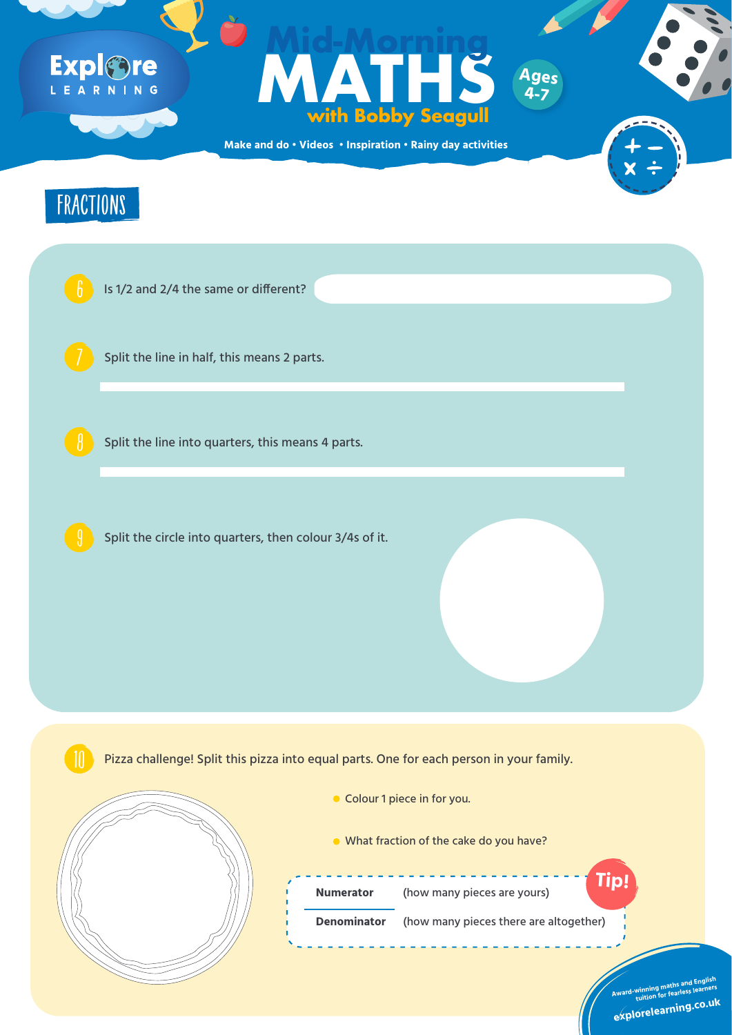# Mid-Morning MATHS with Bobby Seagull

Ages 4-7

Make and do • Videos • Inspiration • Rainy day activities

## FRACTIONS

6. Is 1/2 and 2/4 the same or different?

7. Split the line in half, this means 2 parts.

8. Split the line into quarters, this means 4 parts.

9. Split the circle into quarters, then colour 3/4s of it.

10. Pizza challenge! Split this pizza into equal parts. One for each person in your family.

- Colour 1 piece in for you.
- What fraction of the cake do you have?

**Tip!**

| | |
|---|---|
| **Numerator** | (how many pieces are yours) |
| **Denominator** | (how many pieces there are altogether) |

Award-winning maths and English tuition for fearless learners

explorelearning.co.uk